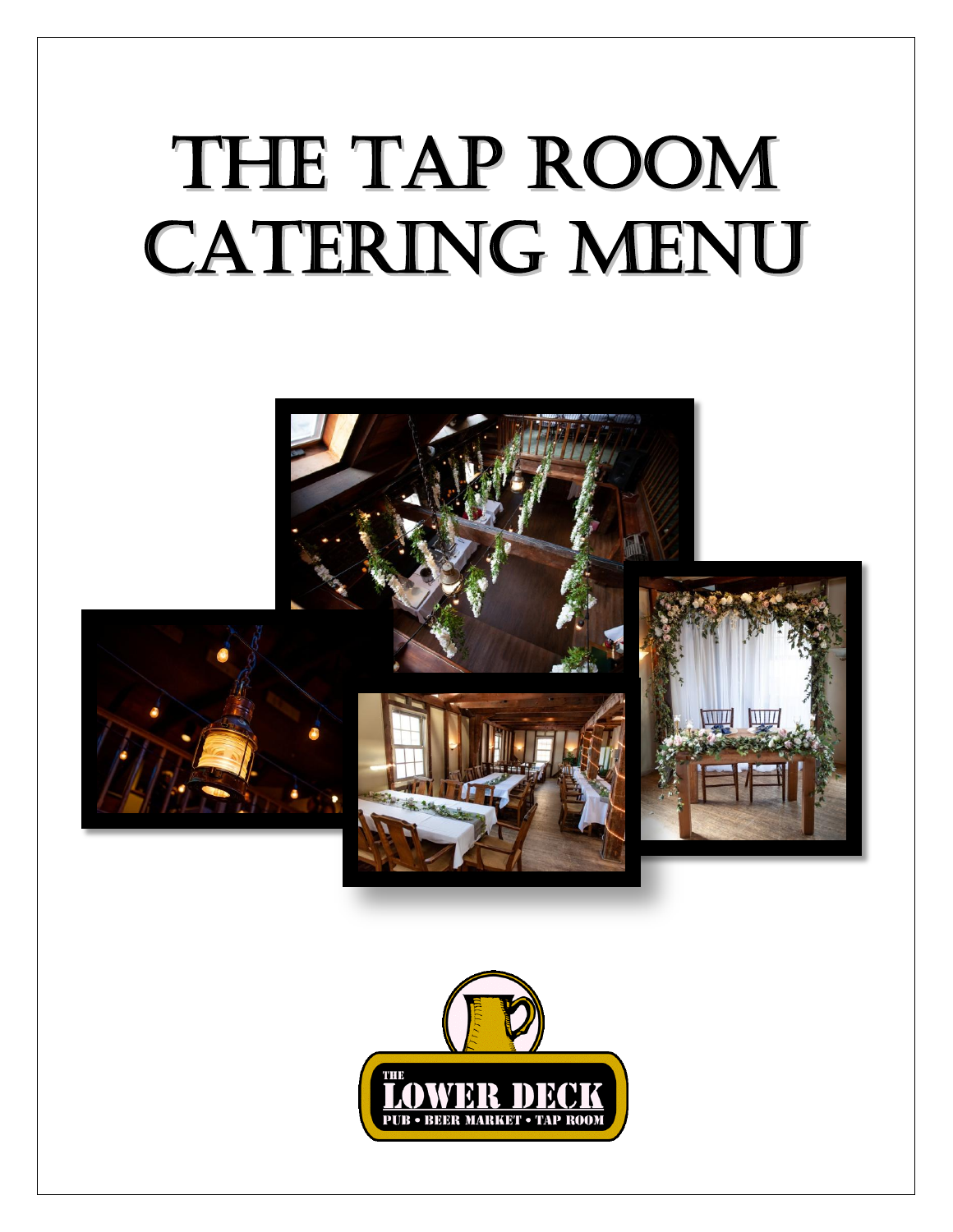# The Tap Room Catering Menu

THE LOWER DECK

PUB • BEER MARKET • TAP ROOM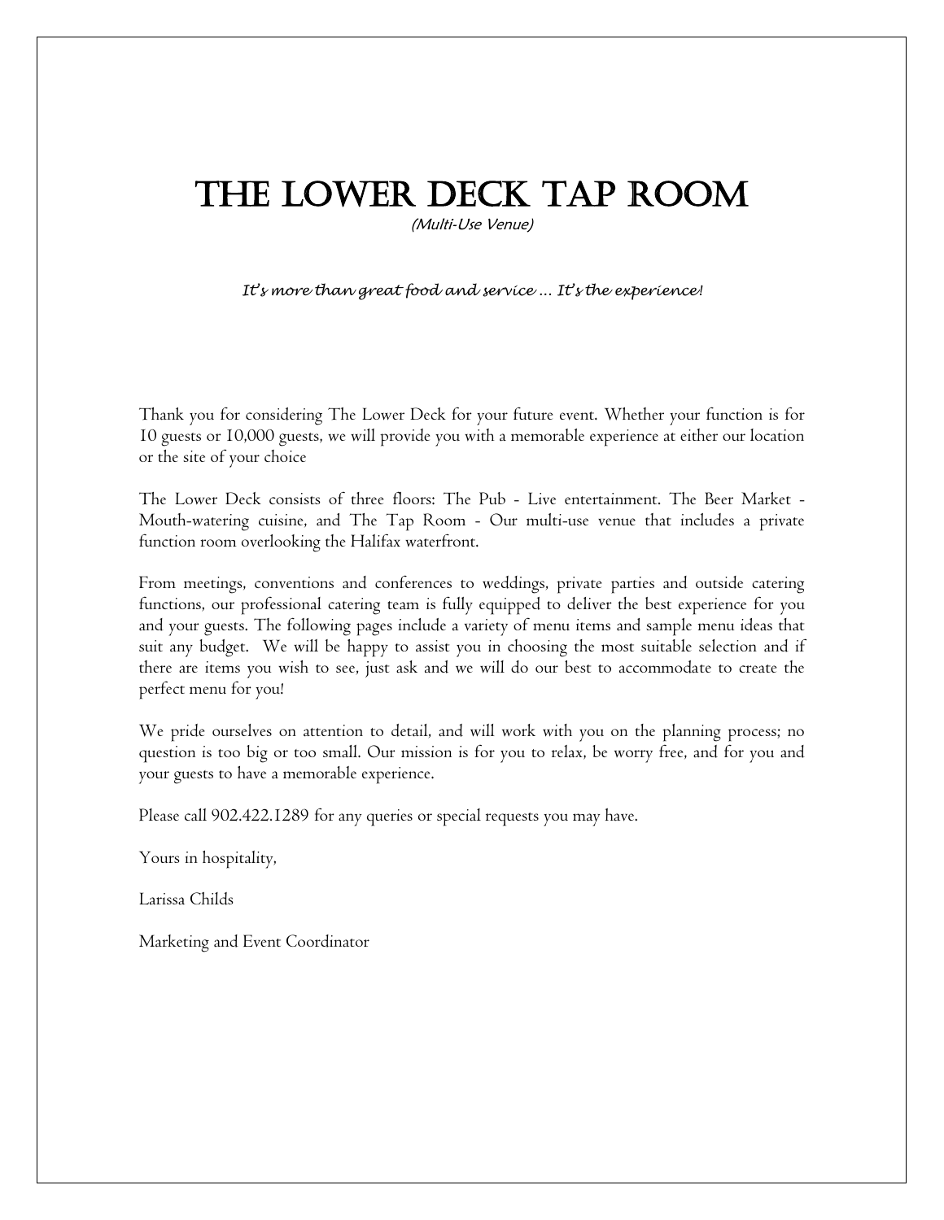# THE LOWER DECK TAP ROOM

*(Multi-Use Venue)*

*It's more than great food and service … It's the experience!*

Thank you for considering The Lower Deck for your future event. Whether your function is for 10 guests or 10,000 guests, we will provide you with a memorable experience at either our location or the site of your choice

The Lower Deck consists of three floors: The Pub - Live entertainment. The Beer Market - Mouth-watering cuisine, and The Tap Room - Our multi-use venue that includes a private function room overlooking the Halifax waterfront.

From meetings, conventions and conferences to weddings, private parties and outside catering functions, our professional catering team is fully equipped to deliver the best experience for you and your guests. The following pages include a variety of menu items and sample menu ideas that suit any budget. We will be happy to assist you in choosing the most suitable selection and if there are items you wish to see, just ask and we will do our best to accommodate to create the perfect menu for you!

We pride ourselves on attention to detail, and will work with you on the planning process; no question is too big or too small. Our mission is for you to relax, be worry free, and for you and your guests to have a memorable experience.

Please call 902.422.1289 for any queries or special requests you may have.

Yours in hospitality,

Larissa Childs

Marketing and Event Coordinator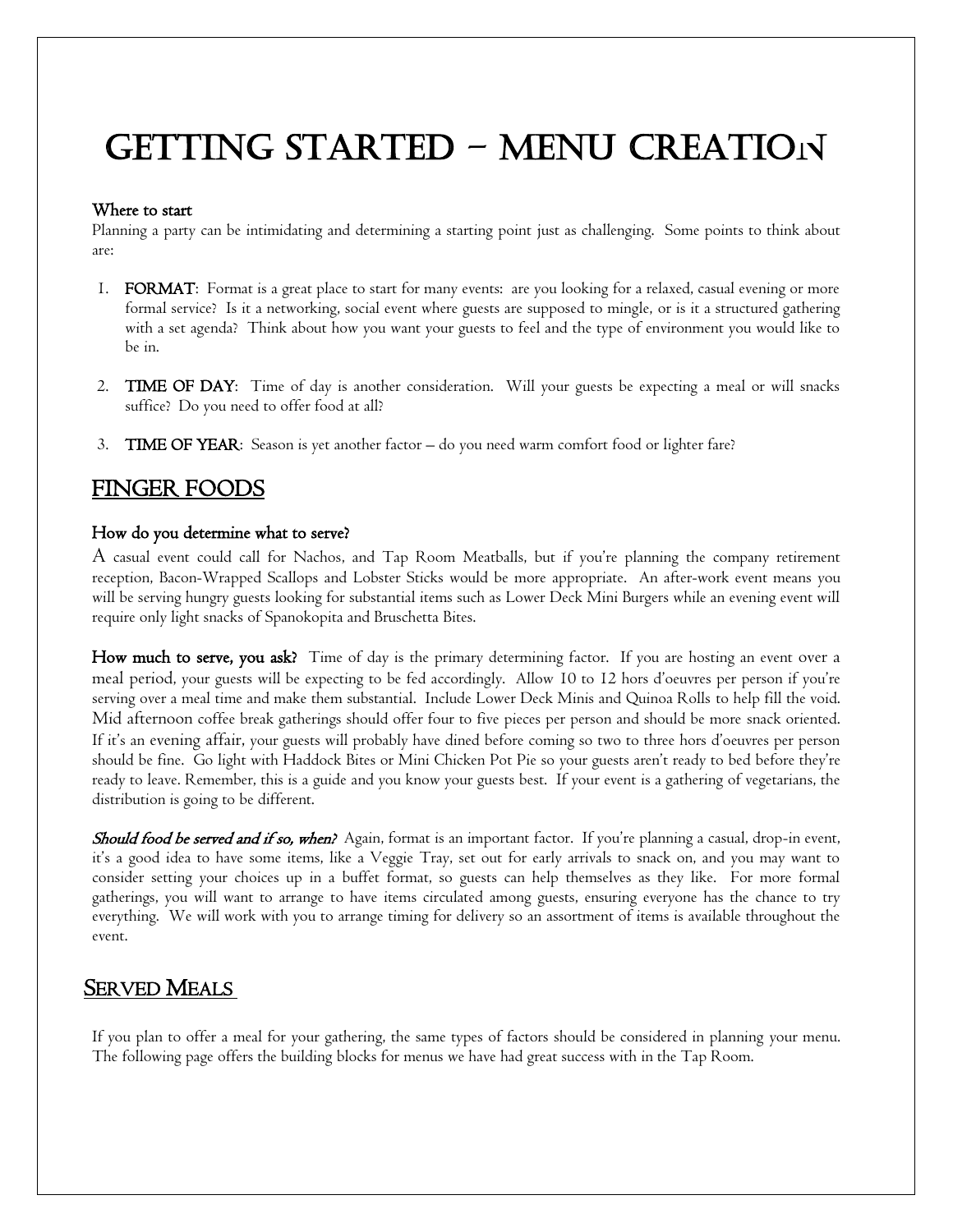# Getting Started – Menu Creation

**Where to start**

Planning a party can be intimidating and determining a starting point just as challenging. Some points to think about are:

1. **FORMAT**: Format is a great place to start for many events: are you looking for a relaxed, casual evening or more formal service? Is it a networking, social event where guests are supposed to mingle, or is it a structured gathering with a set agenda? Think about how you want your guests to feel and the type of environment you would like to be in.

2. **TIME OF DAY**: Time of day is another consideration. Will your guests be expecting a meal or will snacks suffice? Do you need to offer food at all?

3. **TIME OF YEAR**: Season is yet another factor – do you need warm comfort food or lighter fare?

## Finger Foods

**How do you determine what to serve?**

A casual event could call for Nachos, and Tap Room Meatballs, but if you're planning the company retirement reception, Bacon-Wrapped Scallops and Lobster Sticks would be more appropriate. An after-work event means you will be serving hungry guests looking for substantial items such as Lower Deck Mini Burgers while an evening event will require only light snacks of Spanokopita and Bruschetta Bites.

**How much to serve, you ask?** Time of day is the primary determining factor. If you are hosting an event over a meal period, your guests will be expecting to be fed accordingly. Allow 10 to 12 hors d'oeuvres per person if you're serving over a meal time and make them substantial. Include Lower Deck Minis and Quinoa Rolls to help fill the void. Mid afternoon coffee break gatherings should offer four to five pieces per person and should be more snack oriented. If it's an evening affair, your guests will probably have dined before coming so two to three hors d'oeuvres per person should be fine. Go light with Haddock Bites or Mini Chicken Pot Pie so your guests aren't ready to bed before they're ready to leave. Remember, this is a guide and you know your guests best. If your event is a gathering of vegetarians, the distribution is going to be different.

***Should food be served and if so, when?*** Again, format is an important factor. If you're planning a casual, drop-in event, it's a good idea to have some items, like a Veggie Tray, set out for early arrivals to snack on, and you may want to consider setting your choices up in a buffet format, so guests can help themselves as they like. For more formal gatherings, you will want to arrange to have items circulated among guests, ensuring everyone has the chance to try everything. We will work with you to arrange timing for delivery so an assortment of items is available throughout the event.

## Served Meals

If you plan to offer a meal for your gathering, the same types of factors should be considered in planning your menu. The following page offers the building blocks for menus we have had great success with in the Tap Room.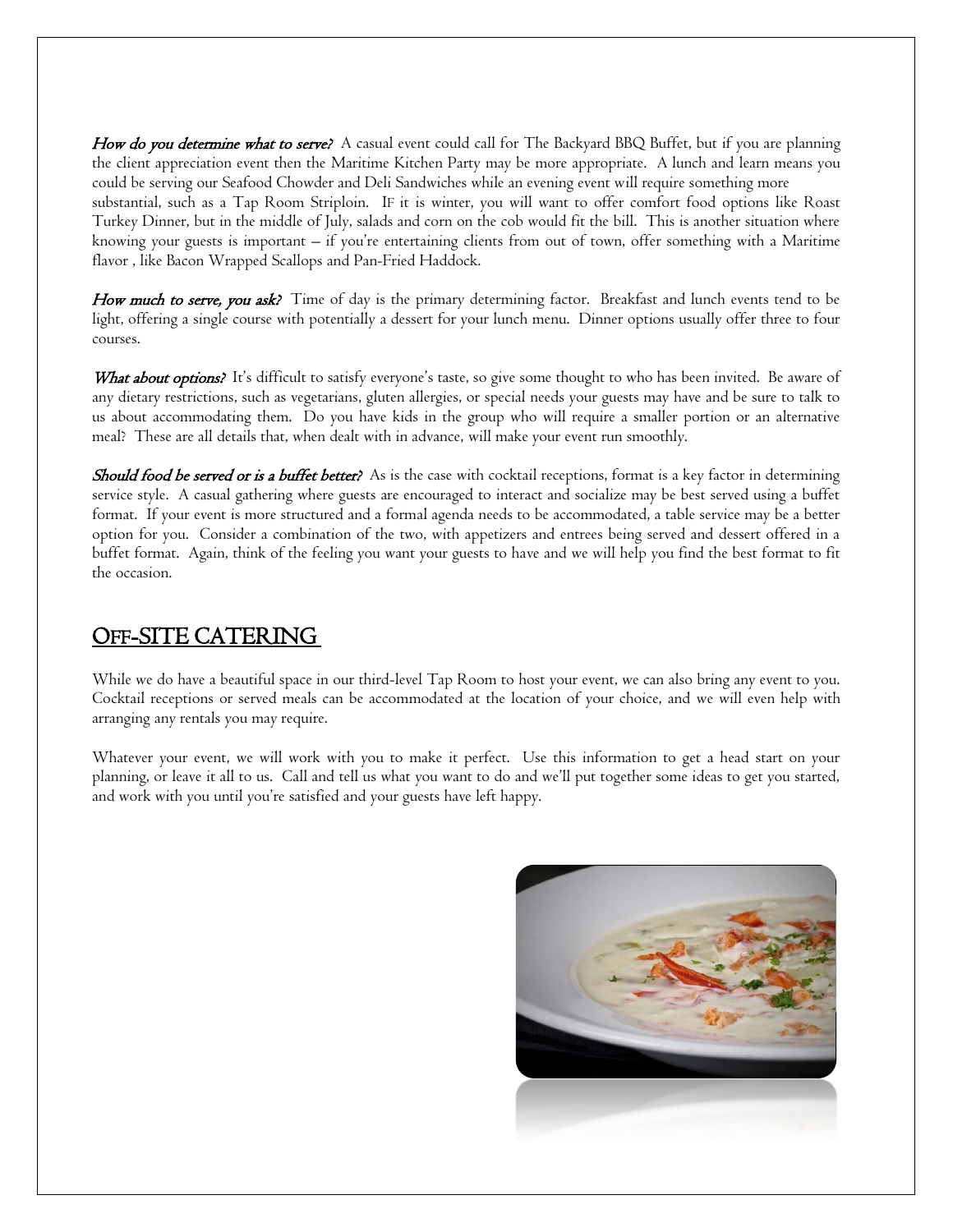***How do you determine what to serve?*** A casual event could call for The Backyard BBQ Buffet, but if you are planning the client appreciation event then the Maritime Kitchen Party may be more appropriate. A lunch and learn means you could be serving our Seafood Chowder and Deli Sandwiches while an evening event will require something more substantial, such as a Tap Room Striploin. IF it is winter, you will want to offer comfort food options like Roast Turkey Dinner, but in the middle of July, salads and corn on the cob would fit the bill. This is another situation where knowing your guests is important – if you're entertaining clients from out of town, offer something with a Maritime flavor , like Bacon Wrapped Scallops and Pan-Fried Haddock.

***How much to serve, you ask?*** Time of day is the primary determining factor. Breakfast and lunch events tend to be light, offering a single course with potentially a dessert for your lunch menu. Dinner options usually offer three to four courses.

***What about options?*** It's difficult to satisfy everyone's taste, so give some thought to who has been invited. Be aware of any dietary restrictions, such as vegetarians, gluten allergies, or special needs your guests may have and be sure to talk to us about accommodating them. Do you have kids in the group who will require a smaller portion or an alternative meal? These are all details that, when dealt with in advance, will make your event run smoothly.

***Should food be served or is a buffet better?*** As is the case with cocktail receptions, format is a key factor in determining service style. A casual gathering where guests are encouraged to interact and socialize may be best served using a buffet format. If your event is more structured and a formal agenda needs to be accommodated, a table service may be a better option for you. Consider a combination of the two, with appetizers and entrees being served and dessert offered in a buffet format. Again, think of the feeling you want your guests to have and we will help you find the best format to fit the occasion.

## OFF-SITE CATERING

While we do have a beautiful space in our third-level Tap Room to host your event, we can also bring any event to you. Cocktail receptions or served meals can be accommodated at the location of your choice, and we will even help with arranging any rentals you may require.

Whatever your event, we will work with you to make it perfect. Use this information to get a head start on your planning, or leave it all to us. Call and tell us what you want to do and we'll put together some ideas to get you started, and work with you until you're satisfied and your guests have left happy.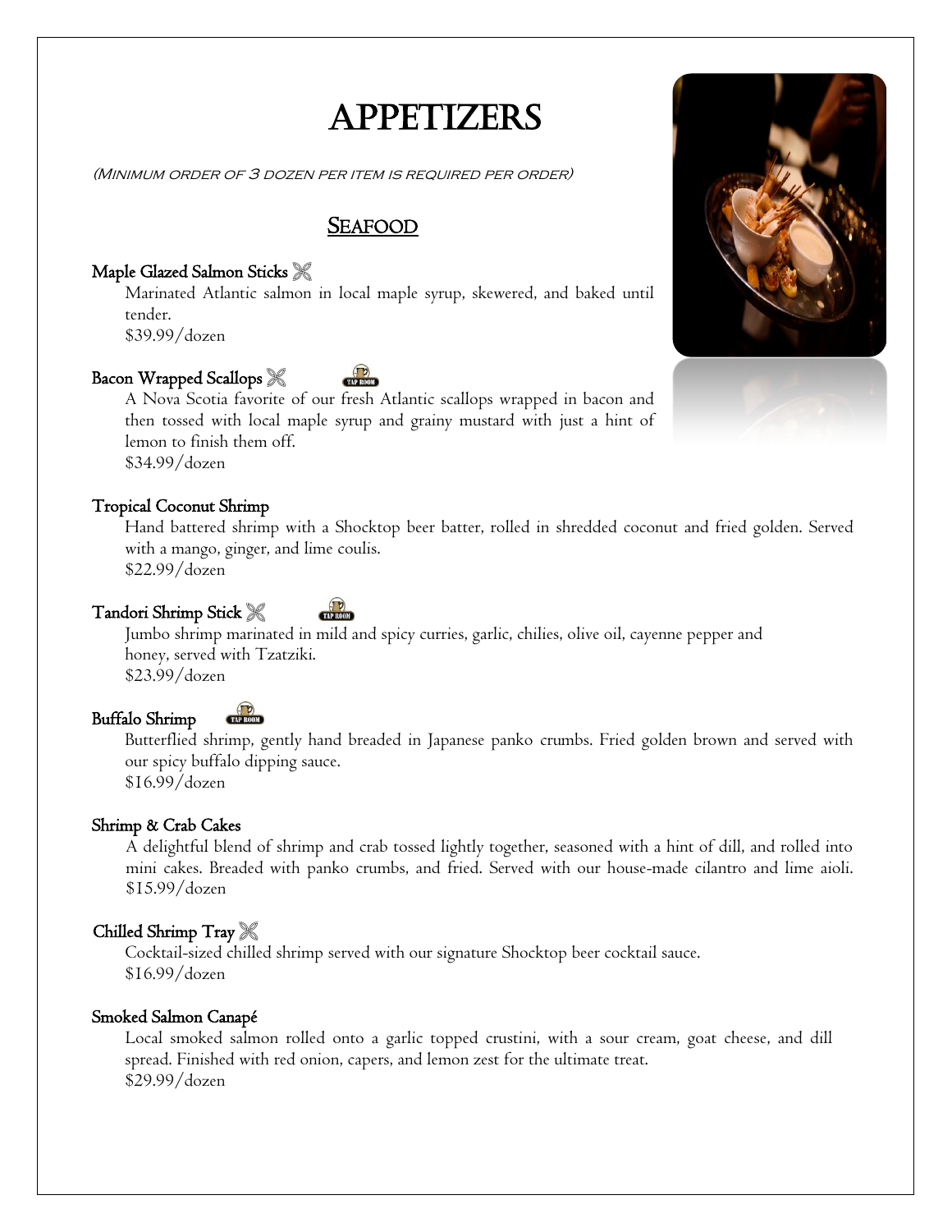# APPETIZERS

*(Minimum order of 3 dozen per item is required per order)*

## Seafood

### Maple Glazed Salmon Sticks

Marinated Atlantic salmon in local maple syrup, skewered, and baked until tender.
$39.99/dozen

### Bacon Wrapped Scallops

A Nova Scotia favorite of our fresh Atlantic scallops wrapped in bacon and then tossed with local maple syrup and grainy mustard with just a hint of lemon to finish them off.
$34.99/dozen

### Tropical Coconut Shrimp

Hand battered shrimp with a Shocktop beer batter, rolled in shredded coconut and fried golden. Served with a mango, ginger, and lime coulis.
$22.99/dozen

### Tandori Shrimp Stick

Jumbo shrimp marinated in mild and spicy curries, garlic, chilies, olive oil, cayenne pepper and honey, served with Tzatziki.
$23.99/dozen

### Buffalo Shrimp

Butterflied shrimp, gently hand breaded in Japanese panko crumbs. Fried golden brown and served with our spicy buffalo dipping sauce.
$16.99/dozen

### Shrimp & Crab Cakes

A delightful blend of shrimp and crab tossed lightly together, seasoned with a hint of dill, and rolled into mini cakes. Breaded with panko crumbs, and fried. Served with our house-made cilantro and lime aioli.
$15.99/dozen

### Chilled Shrimp Tray

Cocktail-sized chilled shrimp served with our signature Shocktop beer cocktail sauce.
$16.99/dozen

### Smoked Salmon Canapé

Local smoked salmon rolled onto a garlic topped crustini, with a sour cream, goat cheese, and dill spread. Finished with red onion, capers, and lemon zest for the ultimate treat.
$29.99/dozen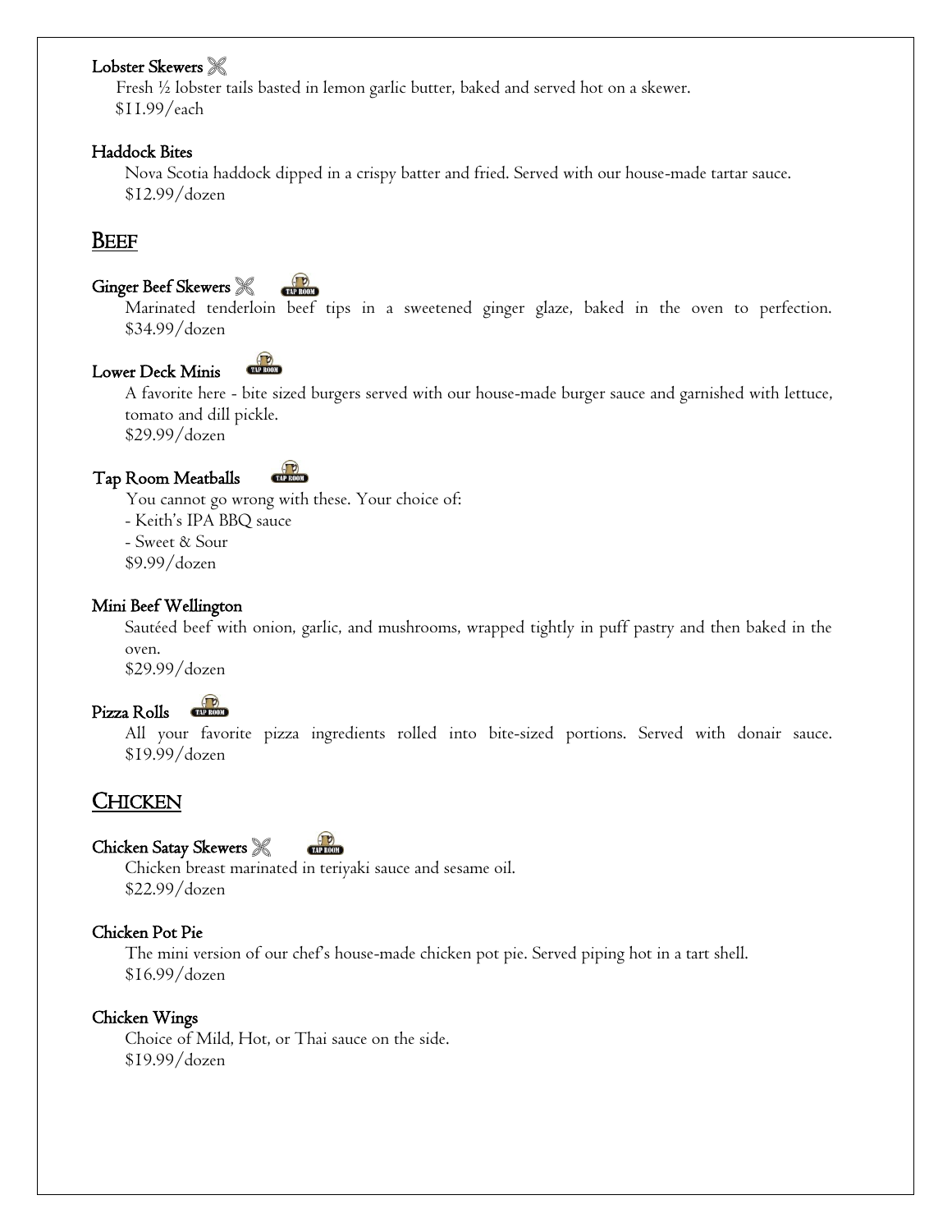**Lobster Skewers**

Fresh ½ lobster tails basted in lemon garlic butter, baked and served hot on a skewer.
$11.99/each

**Haddock Bites**

Nova Scotia haddock dipped in a crispy batter and fried. Served with our house-made tartar sauce.
$12.99/dozen

## BEEF

**Ginger Beef Skewers**

Marinated tenderloin beef tips in a sweetened ginger glaze, baked in the oven to perfection.
$34.99/dozen

**Lower Deck Minis**

A favorite here - bite sized burgers served with our house-made burger sauce and garnished with lettuce, tomato and dill pickle.
$29.99/dozen

**Tap Room Meatballs**

You cannot go wrong with these. Your choice of:
- Keith's IPA BBQ sauce
- Sweet & Sour

$9.99/dozen

**Mini Beef Wellington**

Sautéed beef with onion, garlic, and mushrooms, wrapped tightly in puff pastry and then baked in the oven.
$29.99/dozen

**Pizza Rolls**

All your favorite pizza ingredients rolled into bite-sized portions. Served with donair sauce.
$19.99/dozen

## CHICKEN

**Chicken Satay Skewers**

Chicken breast marinated in teriyaki sauce and sesame oil.
$22.99/dozen

**Chicken Pot Pie**

The mini version of our chef's house-made chicken pot pie. Served piping hot in a tart shell.
$16.99/dozen

**Chicken Wings**

Choice of Mild, Hot, or Thai sauce on the side.
$19.99/dozen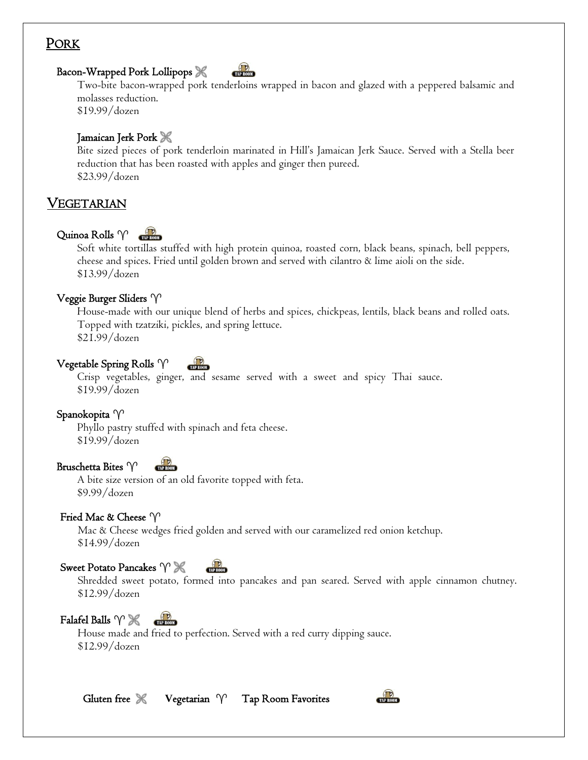## PORK

### Bacon-Wrapped Pork Lollipops ✂ TAP ROOM

Two-bite bacon-wrapped pork tenderloins wrapped in bacon and glazed with a peppered balsamic and molasses reduction.

$19.99/dozen

### Jamaican Jerk Pork ✂

Bite sized pieces of pork tenderloin marinated in Hill's Jamaican Jerk Sauce. Served with a Stella beer reduction that has been roasted with apples and ginger then pureed.

$23.99/dozen

## VEGETARIAN

### Quinoa Rolls ♈ TAP ROOM

Soft white tortillas stuffed with high protein quinoa, roasted corn, black beans, spinach, bell peppers, cheese and spices. Fried until golden brown and served with cilantro & lime aioli on the side.

$13.99/dozen

### Veggie Burger Sliders ♈

House-made with our unique blend of herbs and spices, chickpeas, lentils, black beans and rolled oats. Topped with tzatziki, pickles, and spring lettuce.

$21.99/dozen

### Vegetable Spring Rolls ♈ TAP ROOM

Crisp vegetables, ginger, and sesame served with a sweet and spicy Thai sauce.

$19.99/dozen

### Spanokopita ♈

Phyllo pastry stuffed with spinach and feta cheese.

$19.99/dozen

### Bruschetta Bites ♈ TAP ROOM

A bite size version of an old favorite topped with feta.

$9.99/dozen

### Fried Mac & Cheese ♈

Mac & Cheese wedges fried golden and served with our caramelized red onion ketchup.

$14.99/dozen

### Sweet Potato Pancakes ♈ ✂ TAP ROOM

Shredded sweet potato, formed into pancakes and pan seared. Served with apple cinnamon chutney.

$12.99/dozen

### Falafel Balls ♈ ✂ TAP ROOM

House made and fried to perfection. Served with a red curry dipping sauce.

$12.99/dozen

**Gluten free** ✂ **Vegetarian** ♈ **Tap Room Favorites** TAP ROOM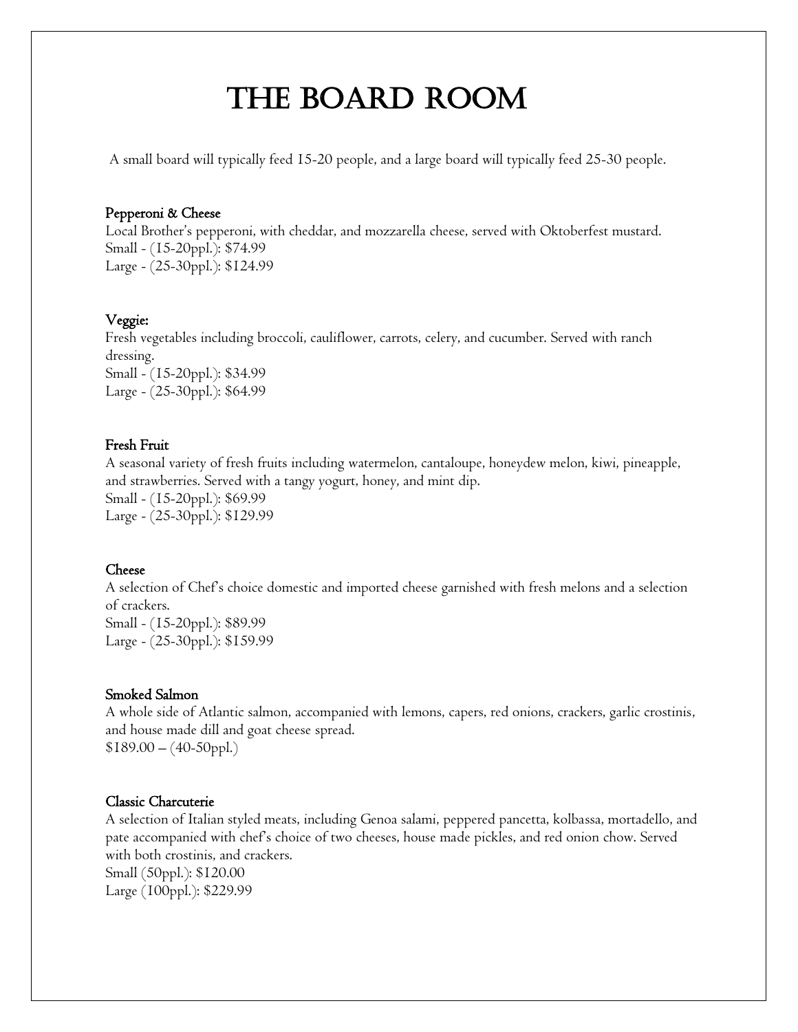# The Board Room

A small board will typically feed 15-20 people, and a large board will typically feed 25-30 people.

**Pepperoni & Cheese**

Local Brother's pepperoni, with cheddar, and mozzarella cheese, served with Oktoberfest mustard.
Small - (15-20ppl.): $74.99
Large - (25-30ppl.): $124.99

**Veggie:**

Fresh vegetables including broccoli, cauliflower, carrots, celery, and cucumber. Served with ranch dressing.
Small - (15-20ppl.): $34.99
Large - (25-30ppl.): $64.99

**Fresh Fruit**

A seasonal variety of fresh fruits including watermelon, cantaloupe, honeydew melon, kiwi, pineapple, and strawberries. Served with a tangy yogurt, honey, and mint dip.
Small - (15-20ppl.): $69.99
Large - (25-30ppl.): $129.99

**Cheese**

A selection of Chef's choice domestic and imported cheese garnished with fresh melons and a selection of crackers.
Small - (15-20ppl.): $89.99
Large - (25-30ppl.): $159.99

**Smoked Salmon**

A whole side of Atlantic salmon, accompanied with lemons, capers, red onions, crackers, garlic crostinis, and house made dill and goat cheese spread.
$189.00 – (40-50ppl.)

**Classic Charcuterie**

A selection of Italian styled meats, including Genoa salami, peppered pancetta, kolbassa, mortadello, and pate accompanied with chef's choice of two cheeses, house made pickles, and red onion chow. Served with both crostinis, and crackers.
Small (50ppl.): $120.00
Large (100ppl.): $229.99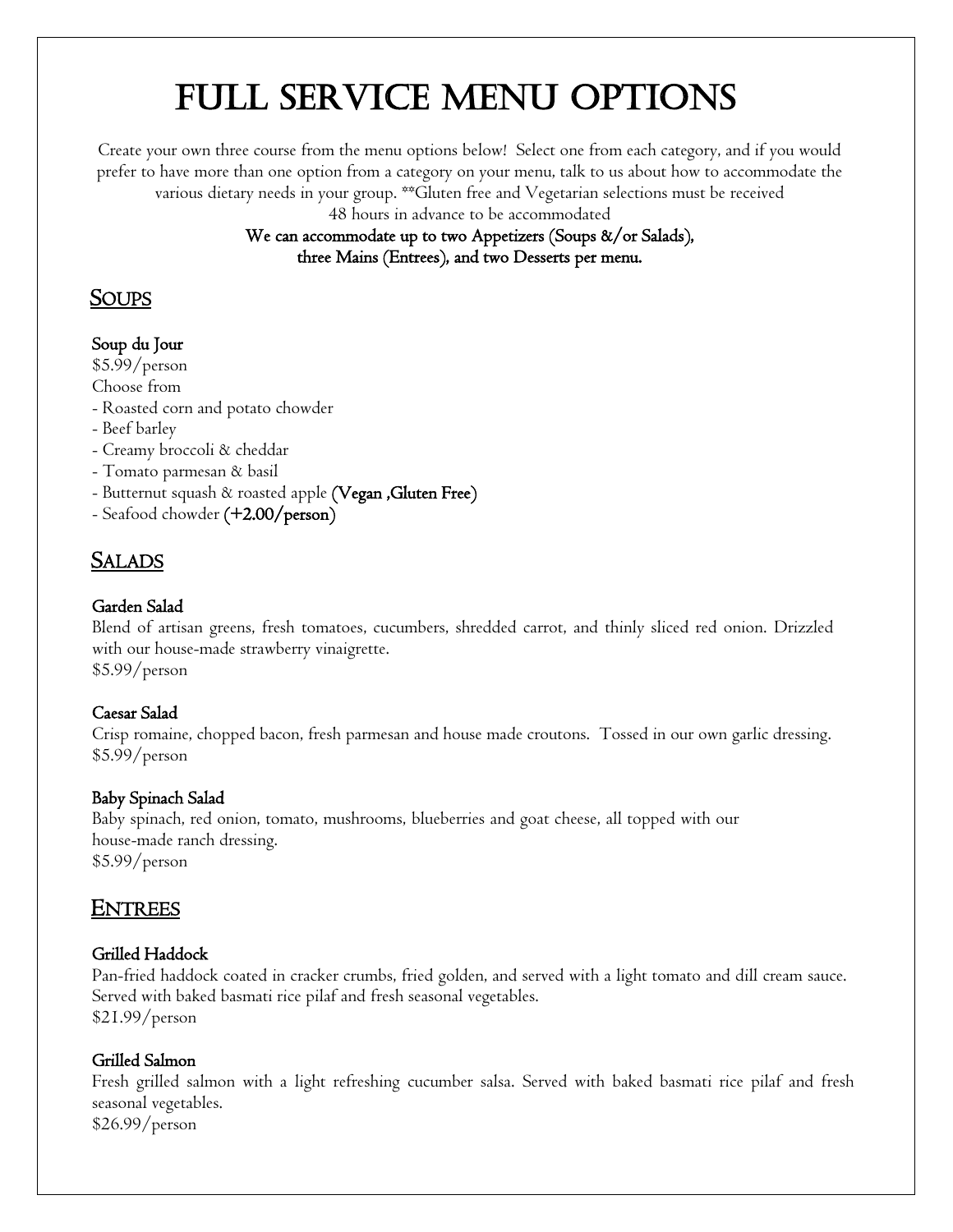# FULL SERVICE MENU OPTIONS

Create your own three course from the menu options below! Select one from each category, and if you would prefer to have more than one option from a category on your menu, talk to us about how to accommodate the various dietary needs in your group. **Gluten free and Vegetarian selections must be received 48 hours in advance to be accommodated

**We can accommodate up to two Appetizers (Soups &/or Salads), three Mains (Entrees), and two Desserts per menu.**

## SOUPS

**Soup du Jour**

$5.99/person

Choose from

- Roasted corn and potato chowder
- Beef barley
- Creamy broccoli & cheddar
- Tomato parmesan & basil
- Butternut squash & roasted apple **(Vegan ,Gluten Free)**
- Seafood chowder **(+2.00/person)**

## SALADS

**Garden Salad**

Blend of artisan greens, fresh tomatoes, cucumbers, shredded carrot, and thinly sliced red onion. Drizzled with our house-made strawberry vinaigrette.

$5.99/person

**Caesar Salad**

Crisp romaine, chopped bacon, fresh parmesan and house made croutons. Tossed in our own garlic dressing.

$5.99/person

**Baby Spinach Salad**

Baby spinach, red onion, tomato, mushrooms, blueberries and goat cheese, all topped with our house-made ranch dressing.

$5.99/person

## ENTREES

**Grilled Haddock**

Pan-fried haddock coated in cracker crumbs, fried golden, and served with a light tomato and dill cream sauce. Served with baked basmati rice pilaf and fresh seasonal vegetables.

$21.99/person

**Grilled Salmon**

Fresh grilled salmon with a light refreshing cucumber salsa. Served with baked basmati rice pilaf and fresh seasonal vegetables.

$26.99/person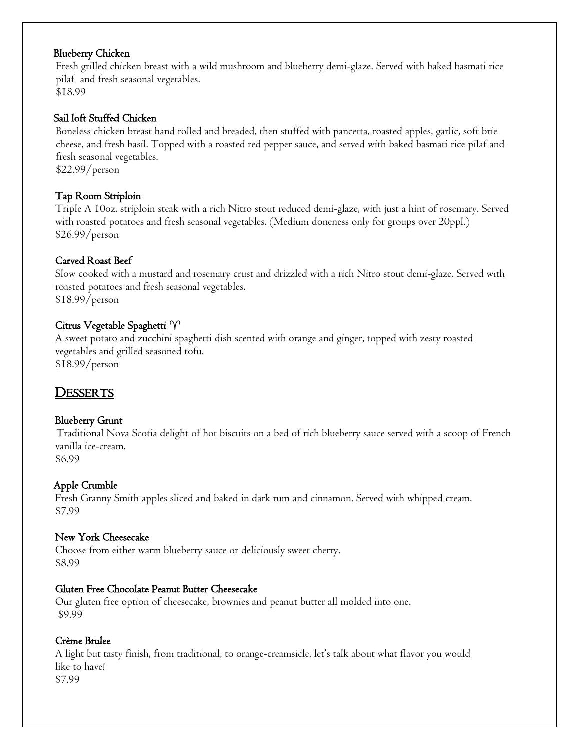**Blueberry Chicken**

Fresh grilled chicken breast with a wild mushroom and blueberry demi-glaze. Served with baked basmati rice pilaf and fresh seasonal vegetables.
$18.99

**Sail loft Stuffed Chicken**

Boneless chicken breast hand rolled and breaded, then stuffed with pancetta, roasted apples, garlic, soft brie cheese, and fresh basil. Topped with a roasted red pepper sauce, and served with baked basmati rice pilaf and fresh seasonal vegetables.
$22.99/person

**Tap Room Striploin**

Triple A 10oz. striploin steak with a rich Nitro stout reduced demi-glaze, with just a hint of rosemary. Served with roasted potatoes and fresh seasonal vegetables. (Medium doneness only for groups over 20ppl.)
$26.99/person

**Carved Roast Beef**

Slow cooked with a mustard and rosemary crust and drizzled with a rich Nitro stout demi-glaze. Served with roasted potatoes and fresh seasonal vegetables.
$18.99/person

**Citrus Vegetable Spaghetti ♈**

A sweet potato and zucchini spaghetti dish scented with orange and ginger, topped with zesty roasted vegetables and grilled seasoned tofu.
$18.99/person

## Desserts

**Blueberry Grunt**

Traditional Nova Scotia delight of hot biscuits on a bed of rich blueberry sauce served with a scoop of French vanilla ice-cream.
$6.99

**Apple Crumble**

Fresh Granny Smith apples sliced and baked in dark rum and cinnamon. Served with whipped cream.
$7.99

**New York Cheesecake**

Choose from either warm blueberry sauce or deliciously sweet cherry.
$8.99

**Gluten Free Chocolate Peanut Butter Cheesecake**

Our gluten free option of cheesecake, brownies and peanut butter all molded into one.
$9.99

**Crème Brulee**

A light but tasty finish, from traditional, to orange-creamsicle, let's talk about what flavor you would like to have!
$7.99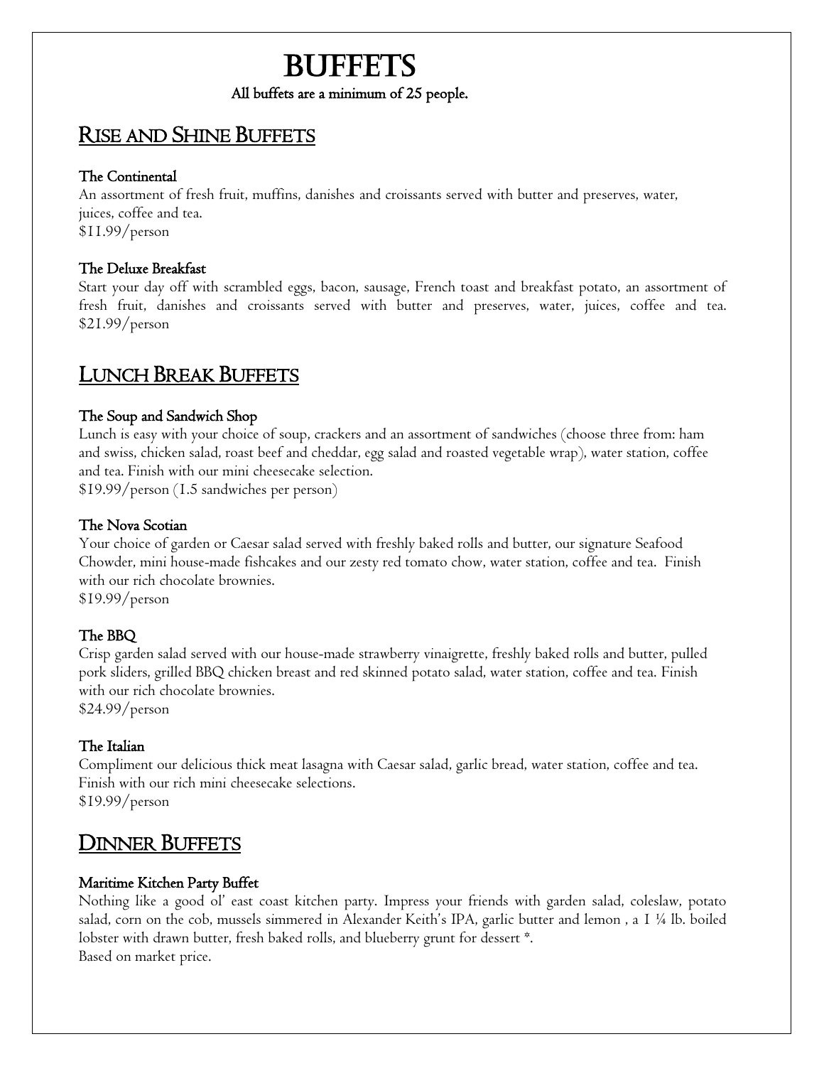# BUFFETS

**All buffets are a minimum of 25 people.**

## RISE AND SHINE BUFFETS

### The Continental

An assortment of fresh fruit, muffins, danishes and croissants served with butter and preserves, water, juices, coffee and tea.
$11.99/person

### The Deluxe Breakfast

Start your day off with scrambled eggs, bacon, sausage, French toast and breakfast potato, an assortment of fresh fruit, danishes and croissants served with butter and preserves, water, juices, coffee and tea.
$21.99/person

## LUNCH BREAK BUFFETS

### The Soup and Sandwich Shop

Lunch is easy with your choice of soup, crackers and an assortment of sandwiches (choose three from: ham and swiss, chicken salad, roast beef and cheddar, egg salad and roasted vegetable wrap), water station, coffee and tea. Finish with our mini cheesecake selection.
$19.99/person (1.5 sandwiches per person)

### The Nova Scotian

Your choice of garden or Caesar salad served with freshly baked rolls and butter, our signature Seafood Chowder, mini house-made fishcakes and our zesty red tomato chow, water station, coffee and tea. Finish with our rich chocolate brownies.
$19.99/person

### The BBQ

Crisp garden salad served with our house-made strawberry vinaigrette, freshly baked rolls and butter, pulled pork sliders, grilled BBQ chicken breast and red skinned potato salad, water station, coffee and tea. Finish with our rich chocolate brownies.
$24.99/person

### The Italian

Compliment our delicious thick meat lasagna with Caesar salad, garlic bread, water station, coffee and tea. Finish with our rich mini cheesecake selections.
$19.99/person

## DINNER BUFFETS

### Maritime Kitchen Party Buffet

Nothing like a good ol' east coast kitchen party. Impress your friends with garden salad, coleslaw, potato salad, corn on the cob, mussels simmered in Alexander Keith's IPA, garlic butter and lemon , a 1 ¼ lb. boiled lobster with drawn butter, fresh baked rolls, and blueberry grunt for dessert *.
Based on market price.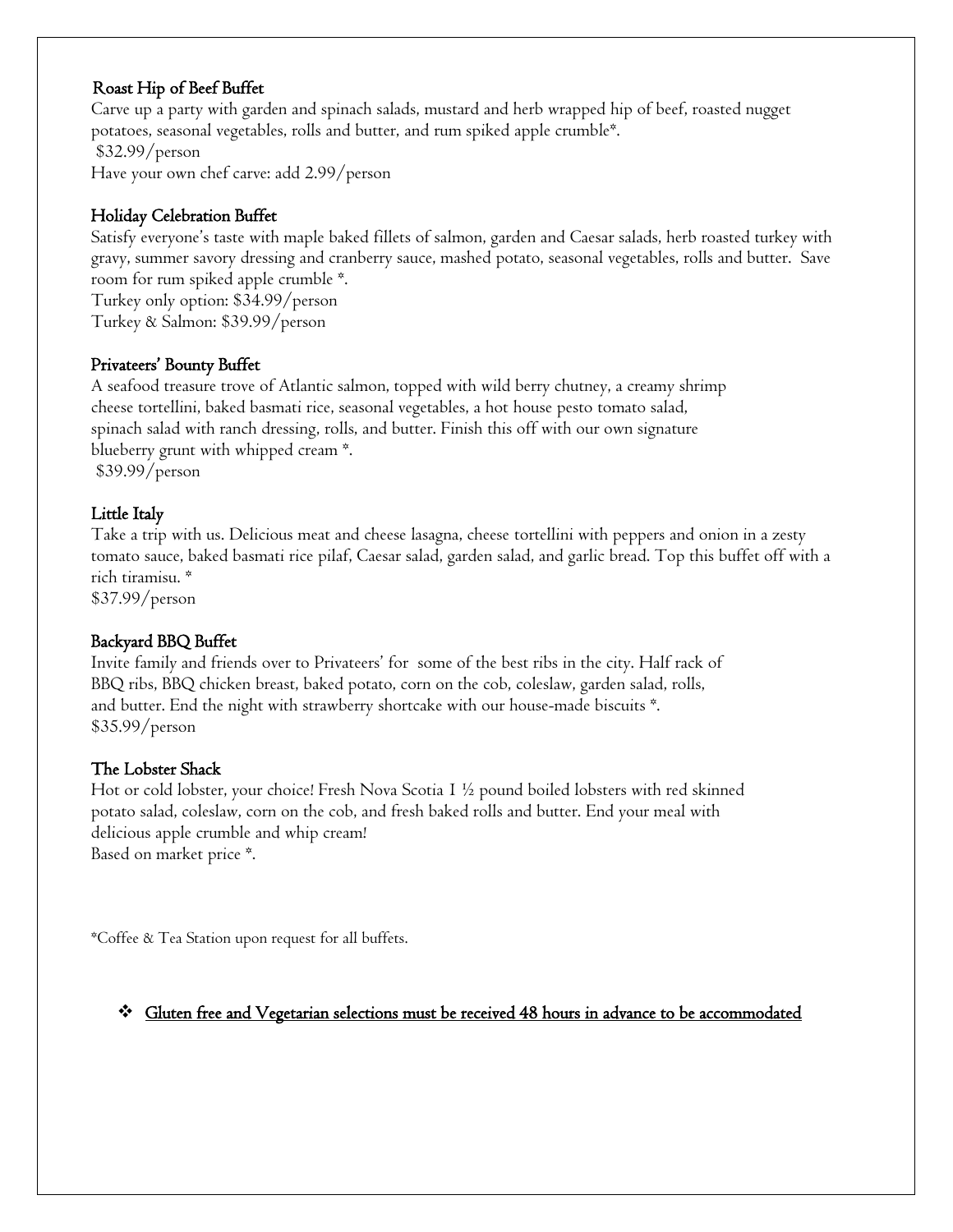### Roast Hip of Beef Buffet

Carve up a party with garden and spinach salads, mustard and herb wrapped hip of beef, roasted nugget potatoes, seasonal vegetables, rolls and butter, and rum spiked apple crumble*.
$32.99/person
Have your own chef carve: add 2.99/person

### Holiday Celebration Buffet

Satisfy everyone's taste with maple baked fillets of salmon, garden and Caesar salads, herb roasted turkey with gravy, summer savory dressing and cranberry sauce, mashed potato, seasonal vegetables, rolls and butter. Save room for rum spiked apple crumble *.
Turkey only option: $34.99/person
Turkey & Salmon: $39.99/person

### Privateers' Bounty Buffet

A seafood treasure trove of Atlantic salmon, topped with wild berry chutney, a creamy shrimp cheese tortellini, baked basmati rice, seasonal vegetables, a hot house pesto tomato salad, spinach salad with ranch dressing, rolls, and butter. Finish this off with our own signature blueberry grunt with whipped cream *.
$39.99/person

### Little Italy

Take a trip with us. Delicious meat and cheese lasagna, cheese tortellini with peppers and onion in a zesty tomato sauce, baked basmati rice pilaf, Caesar salad, garden salad, and garlic bread. Top this buffet off with a rich tiramisu. *
$37.99/person

### Backyard BBQ Buffet

Invite family and friends over to Privateers' for some of the best ribs in the city. Half rack of BBQ ribs, BBQ chicken breast, baked potato, corn on the cob, coleslaw, garden salad, rolls, and butter. End the night with strawberry shortcake with our house-made biscuits *.
$35.99/person

### The Lobster Shack

Hot or cold lobster, your choice! Fresh Nova Scotia 1 ½ pound boiled lobsters with red skinned potato salad, coleslaw, corn on the cob, and fresh baked rolls and butter. End your meal with delicious apple crumble and whip cream!
Based on market price *.

*Coffee & Tea Station upon request for all buffets.

- <u>Gluten free and Vegetarian selections must be received 48 hours in advance to be accommodated</u>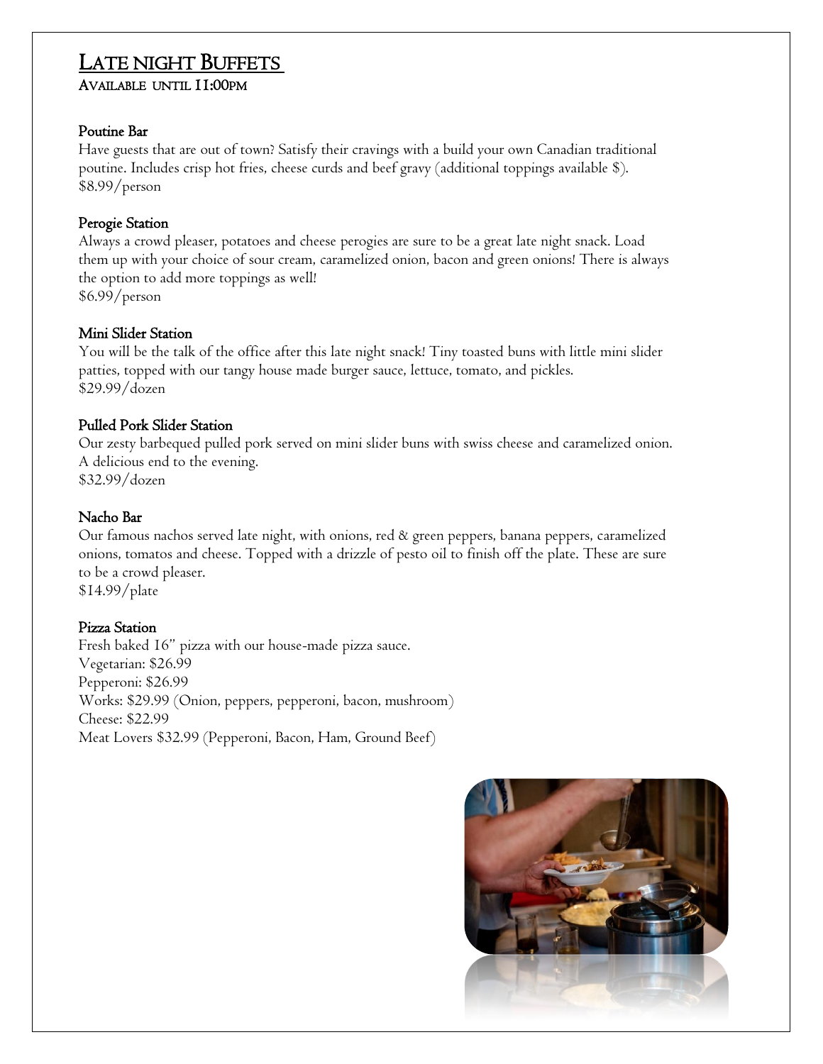# Late night Buffets

## Available until 11:00pm

### Poutine Bar

Have guests that are out of town? Satisfy their cravings with a build your own Canadian traditional poutine. Includes crisp hot fries, cheese curds and beef gravy (additional toppings available $).
$8.99/person

### Perogie Station

Always a crowd pleaser, potatoes and cheese perogies are sure to be a great late night snack. Load them up with your choice of sour cream, caramelized onion, bacon and green onions! There is always the option to add more toppings as well!
$6.99/person

### Mini Slider Station

You will be the talk of the office after this late night snack! Tiny toasted buns with little mini slider patties, topped with our tangy house made burger sauce, lettuce, tomato, and pickles.
$29.99/dozen

### Pulled Pork Slider Station

Our zesty barbequed pulled pork served on mini slider buns with swiss cheese and caramelized onion. A delicious end to the evening.
$32.99/dozen

### Nacho Bar

Our famous nachos served late night, with onions, red & green peppers, banana peppers, caramelized onions, tomatos and cheese. Topped with a drizzle of pesto oil to finish off the plate. These are sure to be a crowd pleaser.
$14.99/plate

### Pizza Station

Fresh baked 16" pizza with our house-made pizza sauce.
Vegetarian: $26.99
Pepperoni: $26.99
Works: $29.99 (Onion, peppers, pepperoni, bacon, mushroom)
Cheese: $22.99
Meat Lovers $32.99 (Pepperoni, Bacon, Ham, Ground Beef)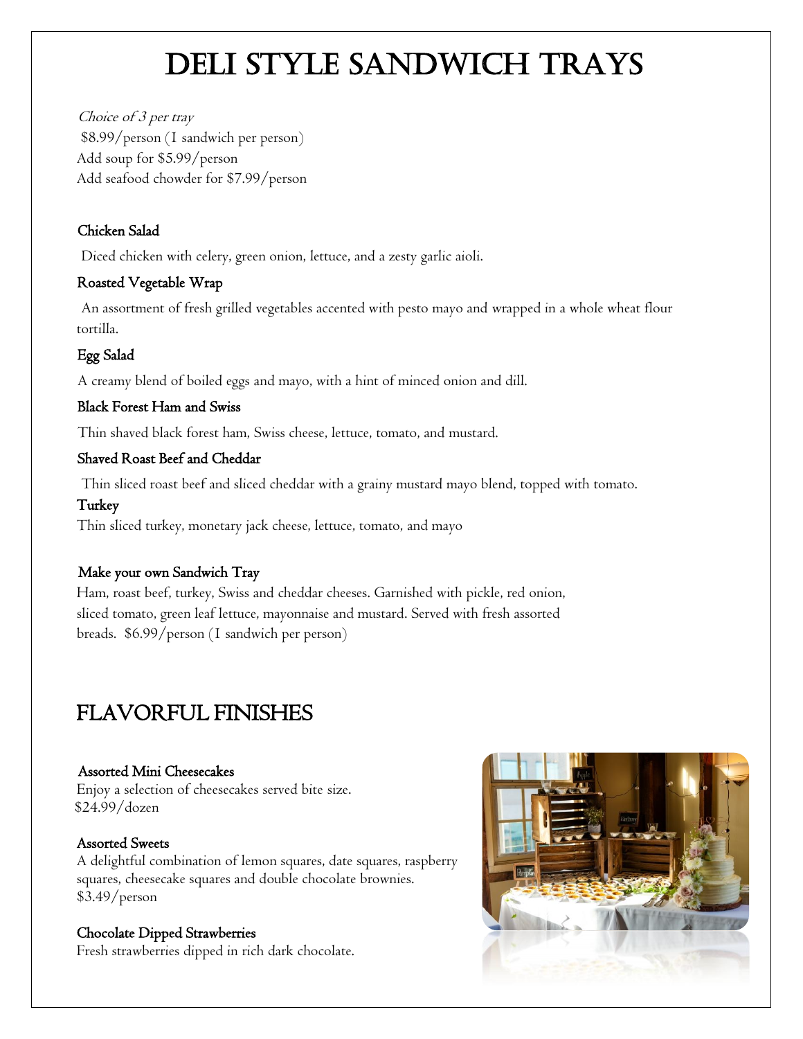# DELI STYLE SANDWICH TRAYS

*Choice of 3 per tray*
$8.99/person (1 sandwich per person)
Add soup for $5.99/person
Add seafood chowder for $7.99/person

### Chicken Salad

Diced chicken with celery, green onion, lettuce, and a zesty garlic aioli.

### Roasted Vegetable Wrap

An assortment of fresh grilled vegetables accented with pesto mayo and wrapped in a whole wheat flour tortilla.

### Egg Salad

A creamy blend of boiled eggs and mayo, with a hint of minced onion and dill.

### Black Forest Ham and Swiss

Thin shaved black forest ham, Swiss cheese, lettuce, tomato, and mustard.

### Shaved Roast Beef and Cheddar

Thin sliced roast beef and sliced cheddar with a grainy mustard mayo blend, topped with tomato.

### Turkey

Thin sliced turkey, monetary jack cheese, lettuce, tomato, and mayo

### Make your own Sandwich Tray

Ham, roast beef, turkey, Swiss and cheddar cheeses. Garnished with pickle, red onion, sliced tomato, green leaf lettuce, mayonnaise and mustard. Served with fresh assorted breads. $6.99/person (1 sandwich per person)

# FLAVORFUL FINISHES

### Assorted Mini Cheesecakes

Enjoy a selection of cheesecakes served bite size.
$24.99/dozen

### Assorted Sweets

A delightful combination of lemon squares, date squares, raspberry squares, cheesecake squares and double chocolate brownies.
$3.49/person

### Chocolate Dipped Strawberries

Fresh strawberries dipped in rich dark chocolate.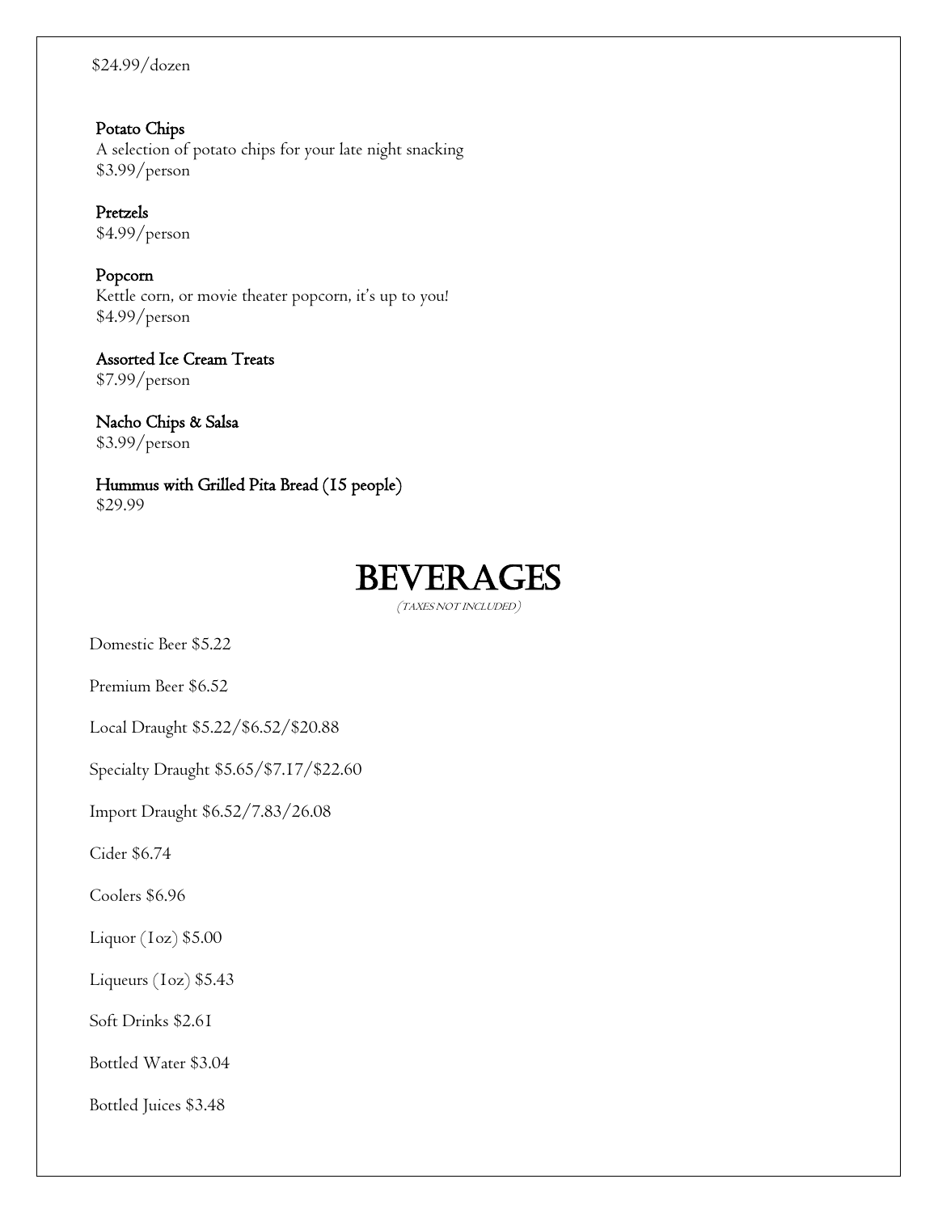$24.99/dozen

**Potato Chips**
A selection of potato chips for your late night snacking
$3.99/person

**Pretzels**
$4.99/person

**Popcorn**
Kettle corn, or movie theater popcorn, it's up to you!
$4.99/person

**Assorted Ice Cream Treats**
$7.99/person

**Nacho Chips & Salsa**
$3.99/person

**Hummus with Grilled Pita Bread (15 people)**
$29.99

# BEVERAGES

*(TAXES NOT INCLUDED)*

Domestic Beer $5.22

Premium Beer $6.52

Local Draught $5.22/$6.52/$20.88

Specialty Draught $5.65/$7.17/$22.60

Import Draught $6.52/7.83/26.08

Cider $6.74

Coolers $6.96

Liquor (1oz) $5.00

Liqueurs (1oz) $5.43

Soft Drinks $2.61

Bottled Water $3.04

Bottled Juices $3.48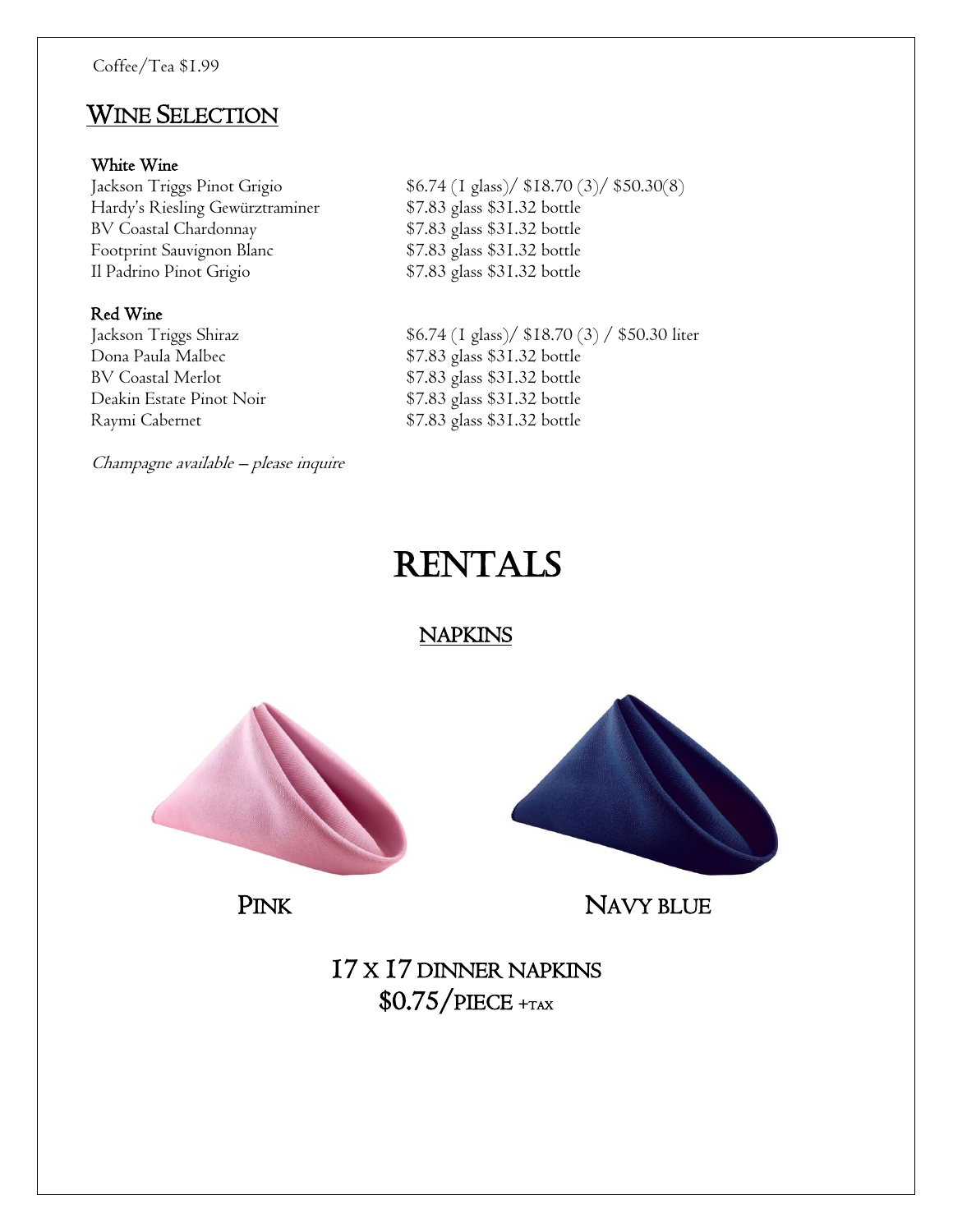Coffee/Tea $1.99

## WINE SELECTION

**White Wine**

| | |
|---|---|
| Jackson Triggs Pinot Grigio | $6.74 (1 glass)/ $18.70 (3)/ $50.30(8) |
| Hardy's Riesling Gewürztraminer | $7.83 glass $31.32 bottle |
| BV Coastal Chardonnay | $7.83 glass $31.32 bottle |
| Footprint Sauvignon Blanc | $7.83 glass $31.32 bottle |
| Il Padrino Pinot Grigio | $7.83 glass $31.32 bottle |

**Red Wine**

| | |
|---|---|
| Jackson Triggs Shiraz | $6.74 (1 glass)/ $18.70 (3) / $50.30 liter |
| Dona Paula Malbec | $7.83 glass $31.32 bottle |
| BV Coastal Merlot | $7.83 glass $31.32 bottle |
| Deakin Estate Pinot Noir | $7.83 glass $31.32 bottle |
| Raymi Cabernet | $7.83 glass $31.32 bottle |

*Champagne available – please inquire*

# RENTALS

## NAPKINS

PINK

NAVY BLUE

17 X 17 DINNER NAPKINS

$0.75/PIECE +TAX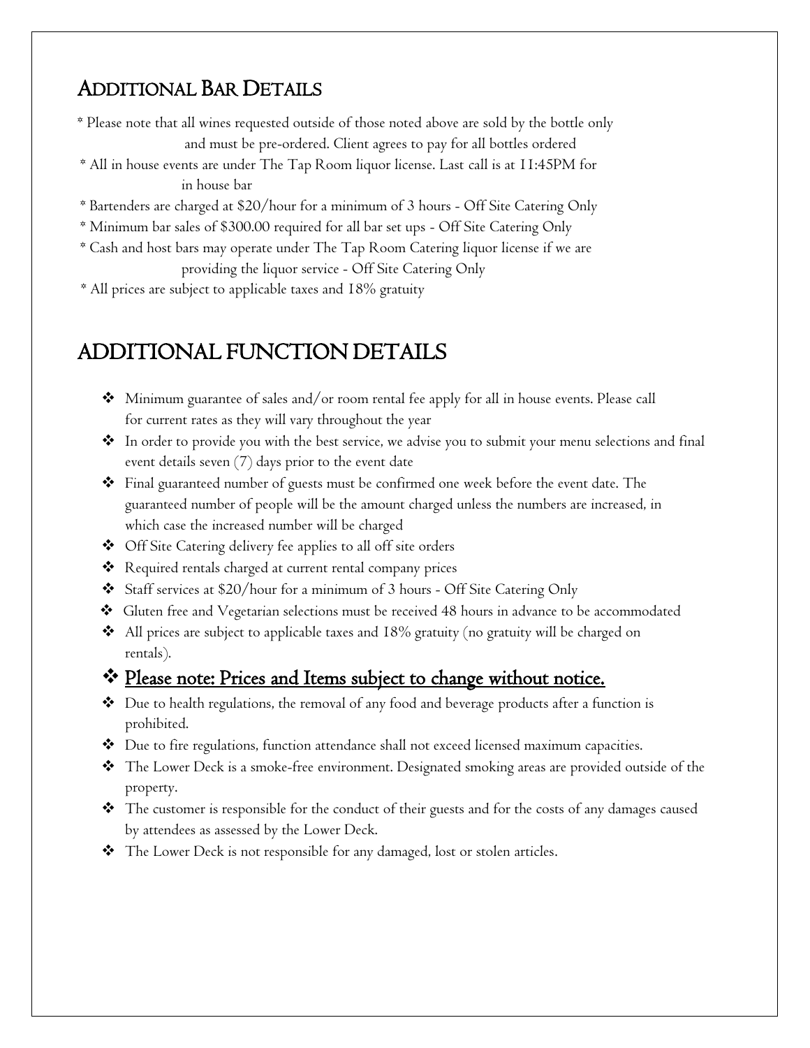## ADDITIONAL BAR DETAILS

* Please note that all wines requested outside of those noted above are sold by the bottle only and must be pre-ordered. Client agrees to pay for all bottles ordered
* All in house events are under The Tap Room liquor license. Last call is at 11:45PM for in house bar
* Bartenders are charged at $20/hour for a minimum of 3 hours - Off Site Catering Only
* Minimum bar sales of $300.00 required for all bar set ups - Off Site Catering Only
* Cash and host bars may operate under The Tap Room Catering liquor license if we are providing the liquor service - Off Site Catering Only
* All prices are subject to applicable taxes and 18% gratuity

## ADDITIONAL FUNCTION DETAILS

- Minimum guarantee of sales and/or room rental fee apply for all in house events. Please call for current rates as they will vary throughout the year
- In order to provide you with the best service, we advise you to submit your menu selections and final event details seven (7) days prior to the event date
- Final guaranteed number of guests must be confirmed one week before the event date. The guaranteed number of people will be the amount charged unless the numbers are increased, in which case the increased number will be charged
- Off Site Catering delivery fee applies to all off site orders
- Required rentals charged at current rental company prices
- Staff services at $20/hour for a minimum of 3 hours - Off Site Catering Only
- Gluten free and Vegetarian selections must be received 48 hours in advance to be accommodated
- All prices are subject to applicable taxes and 18% gratuity (no gratuity will be charged on rentals).
- <u>Please note: Prices and Items subject to change without notice.</u>
- Due to health regulations, the removal of any food and beverage products after a function is prohibited.
- Due to fire regulations, function attendance shall not exceed licensed maximum capacities.
- The Lower Deck is a smoke-free environment. Designated smoking areas are provided outside of the property.
- The customer is responsible for the conduct of their guests and for the costs of any damages caused by attendees as assessed by the Lower Deck.
- The Lower Deck is not responsible for any damaged, lost or stolen articles.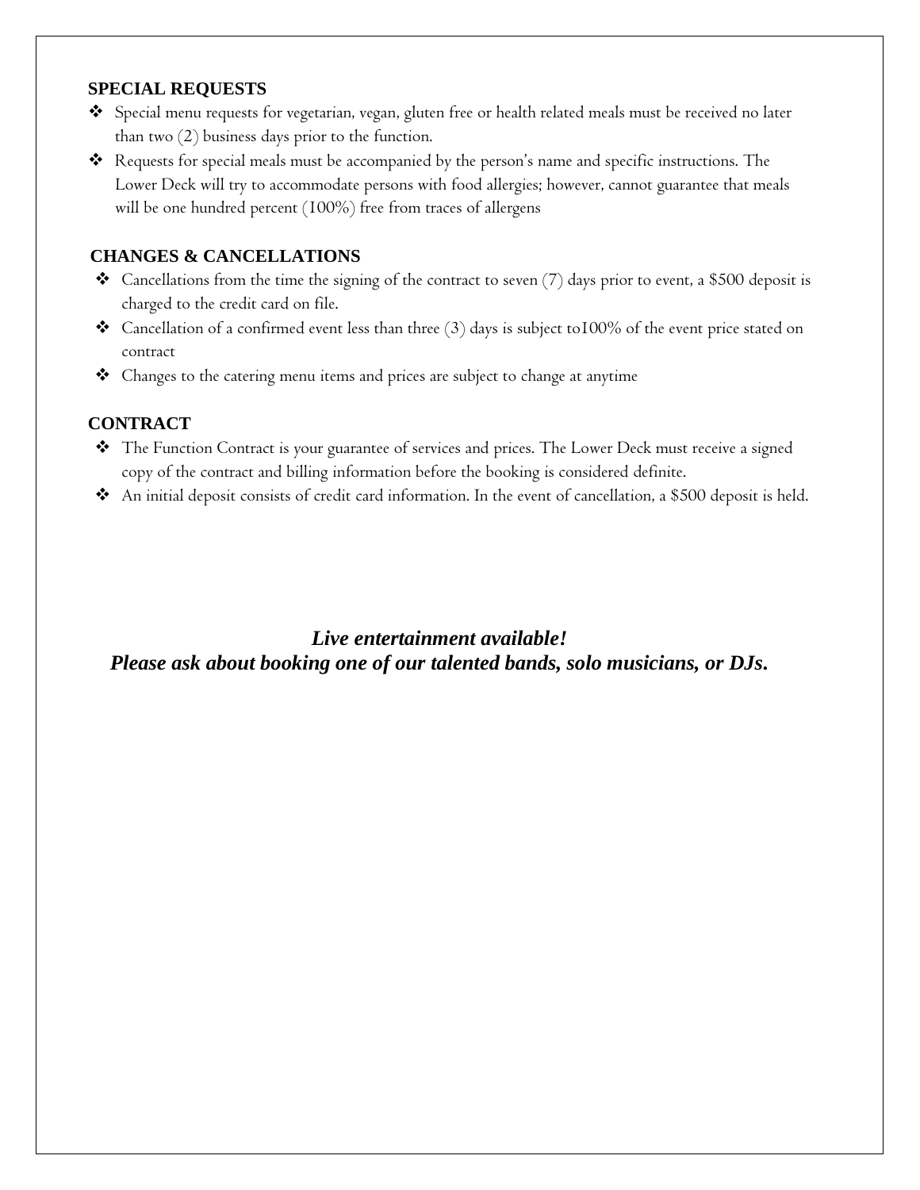## SPECIAL REQUESTS

- Special menu requests for vegetarian, vegan, gluten free or health related meals must be received no later than two (2) business days prior to the function.
- Requests for special meals must be accompanied by the person's name and specific instructions. The Lower Deck will try to accommodate persons with food allergies; however, cannot guarantee that meals will be one hundred percent (100%) free from traces of allergens

## CHANGES & CANCELLATIONS

- Cancellations from the time the signing of the contract to seven (7) days prior to event, a $500 deposit is charged to the credit card on file.
- Cancellation of a confirmed event less than three (3) days is subject to100% of the event price stated on contract
- Changes to the catering menu items and prices are subject to change at anytime

## CONTRACT

- The Function Contract is your guarantee of services and prices. The Lower Deck must receive a signed copy of the contract and billing information before the booking is considered definite.
- An initial deposit consists of credit card information. In the event of cancellation, a $500 deposit is held.

***Live entertainment available!***
***Please ask about booking one of our talented bands, solo musicians, or DJs.***